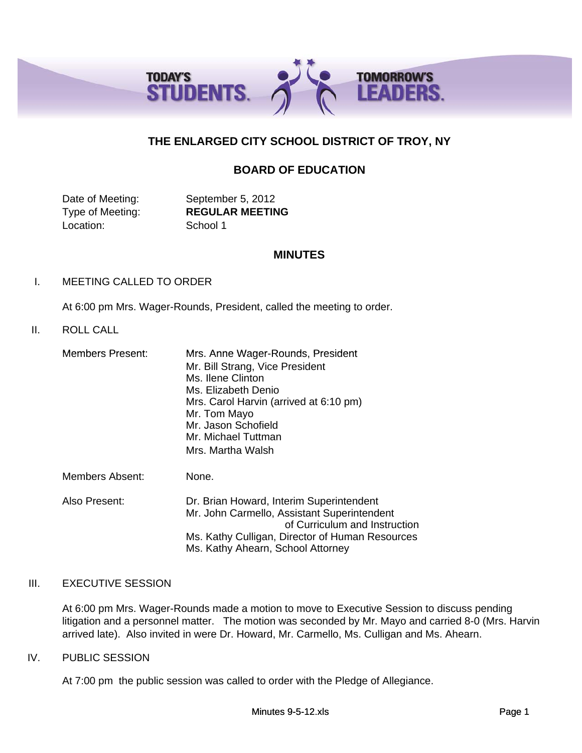TODAY'S STUDENTS. TOMORROW'S LEADERS.

# THE ENLARGED CITY SCHOOL DISTRICT OF TROY, NY

## BOARD OF EDUCATION

Date of Meeting: September 5, 2012
Type of Meeting: **REGULAR MEETING**
Location: School 1

## MINUTES

I. MEETING CALLED TO ORDER

At 6:00 pm Mrs. Wager-Rounds, President, called the meeting to order.

II. ROLL CALL

Members Present:
- Mrs. Anne Wager-Rounds, President
- Mr. Bill Strang, Vice President
- Ms. Ilene Clinton
- Ms. Elizabeth Denio
- Mrs. Carol Harvin (arrived at 6:10 pm)
- Mr. Tom Mayo
- Mr. Jason Schofield
- Mr. Michael Tuttman
- Mrs. Martha Walsh

Members Absent: None.

Also Present:
- Dr. Brian Howard, Interim Superintendent
- Mr. John Carmello, Assistant Superintendent of Curriculum and Instruction
- Ms. Kathy Culligan, Director of Human Resources
- Ms. Kathy Ahearn, School Attorney

III. EXECUTIVE SESSION

At 6:00 pm Mrs. Wager-Rounds made a motion to move to Executive Session to discuss pending litigation and a personnel matter. The motion was seconded by Mr. Mayo and carried 8-0 (Mrs. Harvin arrived late). Also invited in were Dr. Howard, Mr. Carmello, Ms. Culligan and Ms. Ahearn.

IV. PUBLIC SESSION

At 7:00 pm the public session was called to order with the Pledge of Allegiance.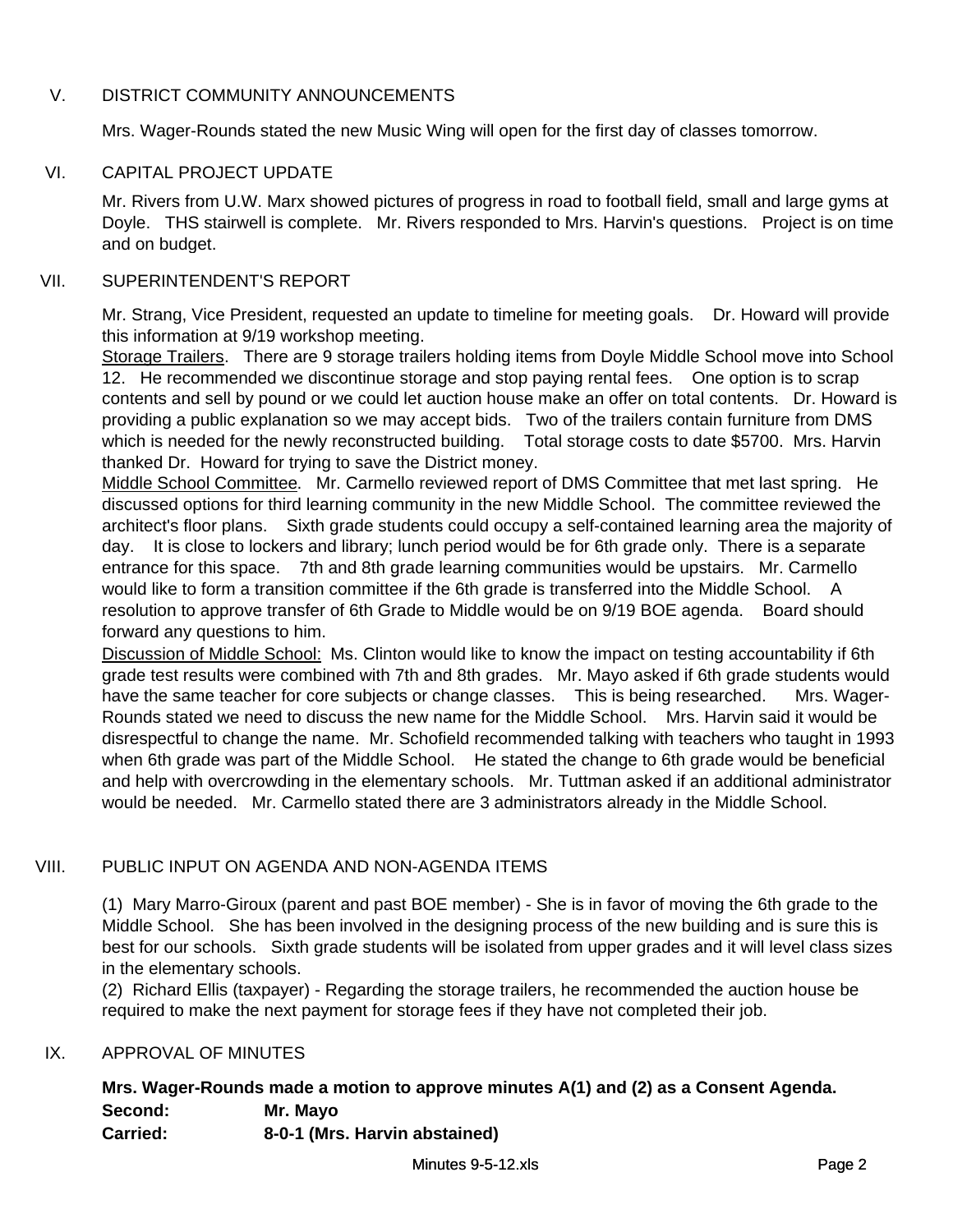## V. DISTRICT COMMUNITY ANNOUNCEMENTS

Mrs. Wager-Rounds stated the new Music Wing will open for the first day of classes tomorrow.

## VI. CAPITAL PROJECT UPDATE

Mr. Rivers from U.W. Marx showed pictures of progress in road to football field, small and large gyms at Doyle. THS stairwell is complete. Mr. Rivers responded to Mrs. Harvin's questions. Project is on time and on budget.

## VII. SUPERINTENDENT'S REPORT

Mr. Strang, Vice President, requested an update to timeline for meeting goals. Dr. Howard will provide this information at 9/19 workshop meeting.

Storage Trailers. There are 9 storage trailers holding items from Doyle Middle School move into School 12. He recommended we discontinue storage and stop paying rental fees. One option is to scrap contents and sell by pound or we could let auction house make an offer on total contents. Dr. Howard is providing a public explanation so we may accept bids. Two of the trailers contain furniture from DMS which is needed for the newly reconstructed building. Total storage costs to date $5700. Mrs. Harvin thanked Dr. Howard for trying to save the District money.

Middle School Committee. Mr. Carmello reviewed report of DMS Committee that met last spring. He discussed options for third learning community in the new Middle School. The committee reviewed the architect's floor plans. Sixth grade students could occupy a self-contained learning area the majority of day. It is close to lockers and library; lunch period would be for 6th grade only. There is a separate entrance for this space. 7th and 8th grade learning communities would be upstairs. Mr. Carmello would like to form a transition committee if the 6th grade is transferred into the Middle School. A resolution to approve transfer of 6th Grade to Middle would be on 9/19 BOE agenda. Board should forward any questions to him.

Discussion of Middle School: Ms. Clinton would like to know the impact on testing accountability if 6th grade test results were combined with 7th and 8th grades. Mr. Mayo asked if 6th grade students would have the same teacher for core subjects or change classes. This is being researched. Mrs. Wager-Rounds stated we need to discuss the new name for the Middle School. Mrs. Harvin said it would be disrespectful to change the name. Mr. Schofield recommended talking with teachers who taught in 1993 when 6th grade was part of the Middle School. He stated the change to 6th grade would be beneficial and help with overcrowding in the elementary schools. Mr. Tuttman asked if an additional administrator would be needed. Mr. Carmello stated there are 3 administrators already in the Middle School.

## VIII. PUBLIC INPUT ON AGENDA AND NON-AGENDA ITEMS

(1) Mary Marro-Giroux (parent and past BOE member) - She is in favor of moving the 6th grade to the Middle School. She has been involved in the designing process of the new building and is sure this is best for our schools. Sixth grade students will be isolated from upper grades and it will level class sizes in the elementary schools.

(2) Richard Ellis (taxpayer) - Regarding the storage trailers, he recommended the auction house be required to make the next payment for storage fees if they have not completed their job.

## IX. APPROVAL OF MINUTES

**Mrs. Wager-Rounds made a motion to approve minutes A(1) and (2) as a Consent Agenda.**

**Second:** **Mr. Mayo**

**Carried:** **8-0-1 (Mrs. Harvin abstained)**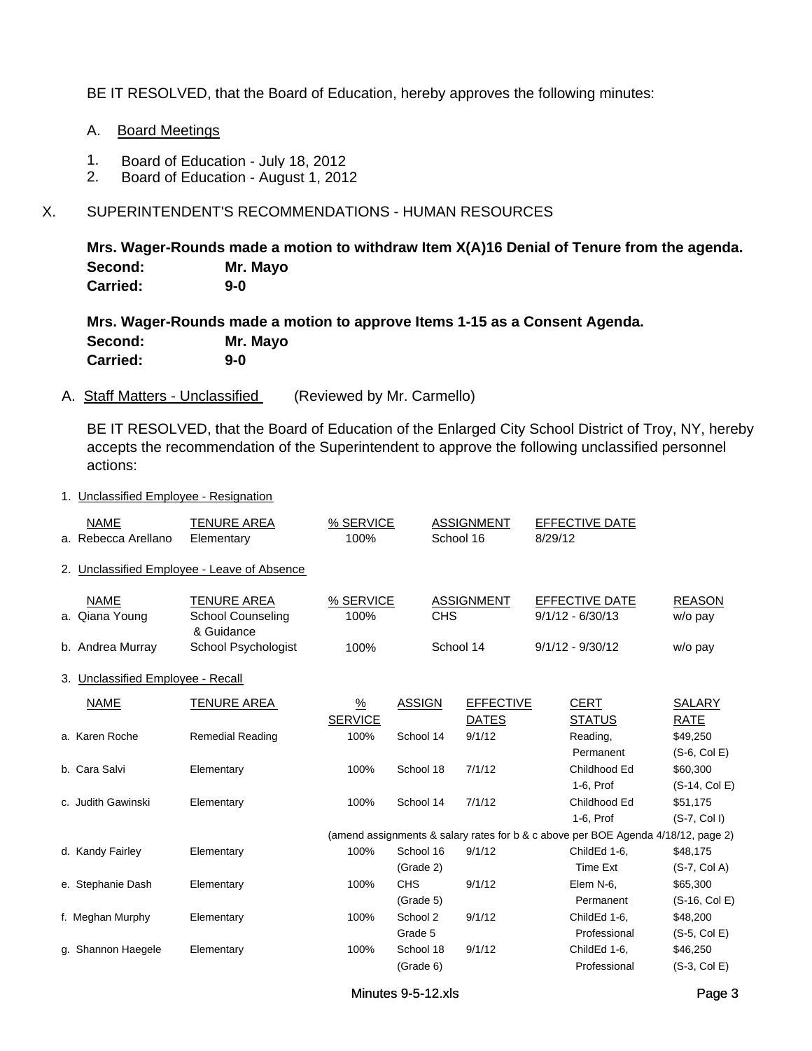BE IT RESOLVED, that the Board of Education, hereby approves the following minutes:

A. Board Meetings

1. Board of Education - July 18, 2012
2. Board of Education - August 1, 2012

X. SUPERINTENDENT'S RECOMMENDATIONS - HUMAN RESOURCES

**Mrs. Wager-Rounds made a motion to withdraw Item X(A)16 Denial of Tenure from the agenda.**
**Second: Mr. Mayo**
**Carried: 9-0**

**Mrs. Wager-Rounds made a motion to approve Items 1-15 as a Consent Agenda.**
**Second: Mr. Mayo**
**Carried: 9-0**

A. Staff Matters - Unclassified (Reviewed by Mr. Carmello)

BE IT RESOLVED, that the Board of Education of the Enlarged City School District of Troy, NY, hereby accepts the recommendation of the Superintendent to approve the following unclassified personnel actions:

1. Unclassified Employee - Resignation

| NAME | TENURE AREA | % SERVICE | ASSIGNMENT | EFFECTIVE DATE |
|---|---|---|---|---|
| a. Rebecca Arellano | Elementary | 100% | School 16 | 8/29/12 |

2. Unclassified Employee - Leave of Absence

| NAME | TENURE AREA | % SERVICE | ASSIGNMENT | EFFECTIVE DATE | REASON |
|---|---|---|---|---|---|
| a. Qiana Young | School Counseling & Guidance | 100% | CHS | 9/1/12 - 6/30/13 | w/o pay |
| b. Andrea Murray | School Psychologist | 100% | School 14 | 9/1/12 - 9/30/12 | w/o pay |

3. Unclassified Employee - Recall

| NAME | TENURE AREA | % SERVICE | ASSIGN | EFFECTIVE DATES | CERT STATUS | SALARY RATE |
|---|---|---|---|---|---|---|
| a. Karen Roche | Remedial Reading | 100% | School 14 | 9/1/12 | Reading, Permanent | $49,250 (S-6, Col E) |
| b. Cara Salvi | Elementary | 100% | School 18 | 7/1/12 | Childhood Ed 1-6, Prof | $60,300 (S-14, Col E) |
| c. Judith Gawinski | Elementary | 100% | School 14 | 7/1/12 | Childhood Ed 1-6, Prof | $51,175 (S-7, Col I) |
| | | (amend assignments & salary rates for b & c above per BOE Agenda 4/18/12, page 2) | | | | |
| d. Kandy Fairley | Elementary | 100% | School 16 (Grade 2) | 9/1/12 | ChildEd 1-6, Time Ext | $48,175 (S-7, Col A) |
| e. Stephanie Dash | Elementary | 100% | CHS (Grade 5) | 9/1/12 | Elem N-6, Permanent | $65,300 (S-16, Col E) |
| f. Meghan Murphy | Elementary | 100% | School 2 Grade 5 | 9/1/12 | ChildEd 1-6, Professional | $48,200 (S-5, Col E) |
| g. Shannon Haegele | Elementary | 100% | School 18 (Grade 6) | 9/1/12 | ChildEd 1-6, Professional | $46,250 (S-3, Col E) |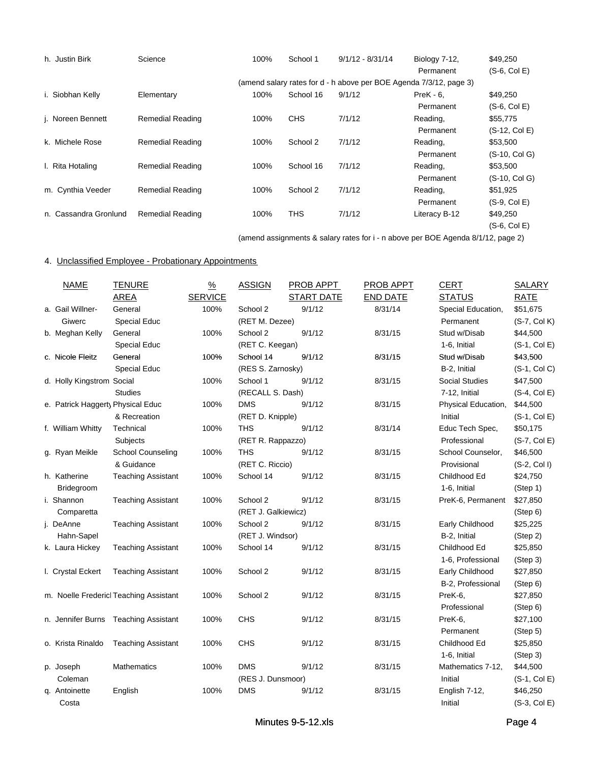| | | | | | | |
|---|---|---|---|---|---|---|
| h. Justin Birk | Science | 100% | School 1 | 9/1/12 - 8/31/14 | Biology 7-12, Permanent | $49,250 (S-6, Col E) |
| | | (amend salary rates for d - h above per BOE Agenda 7/3/12, page 3) | | | | |
| i. Siobhan Kelly | Elementary | 100% | School 16 | 9/1/12 | PreK - 6, Permanent | $49,250 (S-6, Col E) |
| j. Noreen Bennett | Remedial Reading | 100% | CHS | 7/1/12 | Reading, Permanent | $55,775 (S-12, Col E) |
| k. Michele Rose | Remedial Reading | 100% | School 2 | 7/1/12 | Reading, Permanent | $53,500 (S-10, Col G) |
| l. Rita Hotaling | Remedial Reading | 100% | School 16 | 7/1/12 | Reading, Permanent | $53,500 (S-10, Col G) |
| m. Cynthia Veeder | Remedial Reading | 100% | School 2 | 7/1/12 | Reading, Permanent | $51,925 (S-9, Col E) |
| n. Cassandra Gronlund | Remedial Reading | 100% | THS | 7/1/12 | Literacy B-12 | $49,250 (S-6, Col E) |

(amend assignments & salary rates for i - n above per BOE Agenda 8/1/12, page 2)

4. Unclassified Employee - Probationary Appointments

| NAME | TENURE AREA | % SERVICE | ASSIGN | PROB APPT START DATE | PROB APPT END DATE | CERT STATUS | SALARY RATE |
|---|---|---|---|---|---|---|---|
| a. Gail Willner-Giwerc | General Special Educ | 100% | School 2 (RET M. Dezee) | 9/1/12 | 8/31/14 | Special Education, Permanent | $51,675 (S-7, Col K) |
| b. Meghan Kelly | General Special Educ | 100% | School 2 (RET C. Keegan) | 9/1/12 | 8/31/15 | Stud w/Disab 1-6, Initial | $44,500 (S-1, Col E) |
| c. Nicole Fleitz | General Special Educ | 100% | School 14 (RES S. Zarnosky) | 9/1/12 | 8/31/15 | Stud w/Disab B-2, Initial | $43,500 (S-1, Col C) |
| d. Holly Kingstrom | Social Studies | 100% | School 1 (RECALL S. Dash) | 9/1/12 | 8/31/15 | Social Studies 7-12, Initial | $47,500 (S-4, Col E) |
| e. Patrick Haggerty | Physical Educ & Recreation | 100% | DMS (RET D. Knipple) | 9/1/12 | 8/31/15 | Physical Education, Initial | $44,500 (S-1, Col E) |
| f. William Whitty | Technical Subjects | 100% | THS (RET R. Rappazzo) | 9/1/12 | 8/31/14 | Educ Tech Spec, Professional | $50,175 (S-7, Col E) |
| g. Ryan Meikle | School Counseling & Guidance | 100% | THS (RET C. Riccio) | 9/1/12 | 8/31/15 | School Counselor, Provisional | $46,500 (S-2, Col I) |
| h. Katherine Bridegroom | Teaching Assistant | 100% | School 14 | 9/1/12 | 8/31/15 | Childhood Ed 1-6, Initial | $24,750 (Step 1) |
| i. Shannon Comparetta | Teaching Assistant | 100% | School 2 (RET J. Galkiewicz) | 9/1/12 | 8/31/15 | PreK-6, Permanent | $27,850 (Step 6) |
| j. DeAnne Hahn-Sapel | Teaching Assistant | 100% | School 2 (RET J. Windsor) | 9/1/12 | 8/31/15 | Early Childhood B-2, Initial | $25,225 (Step 2) |
| k. Laura Hickey | Teaching Assistant | 100% | School 14 | 9/1/12 | 8/31/15 | Childhood Ed 1-6, Professional | $25,850 (Step 3) |
| l. Crystal Eckert | Teaching Assistant | 100% | School 2 | 9/1/12 | 8/31/15 | Early Childhood B-2, Professional | $27,850 (Step 6) |
| m. Noelle Frederick | Teaching Assistant | 100% | School 2 | 9/1/12 | 8/31/15 | PreK-6, Professional | $27,850 (Step 6) |
| n. Jennifer Burns | Teaching Assistant | 100% | CHS | 9/1/12 | 8/31/15 | PreK-6, Permanent | $27,100 (Step 5) |
| o. Krista Rinaldo | Teaching Assistant | 100% | CHS | 9/1/12 | 8/31/15 | Childhood Ed 1-6, Initial | $25,850 (Step 3) |
| p. Joseph Coleman | Mathematics | 100% | DMS (RES J. Dunsmoor) | 9/1/12 | 8/31/15 | Mathematics 7-12, Initial | $44,500 (S-1, Col E) |
| q. Antoinette Costa | English | 100% | DMS | 9/1/12 | 8/31/15 | English 7-12, Initial | $46,250 (S-3, Col E) |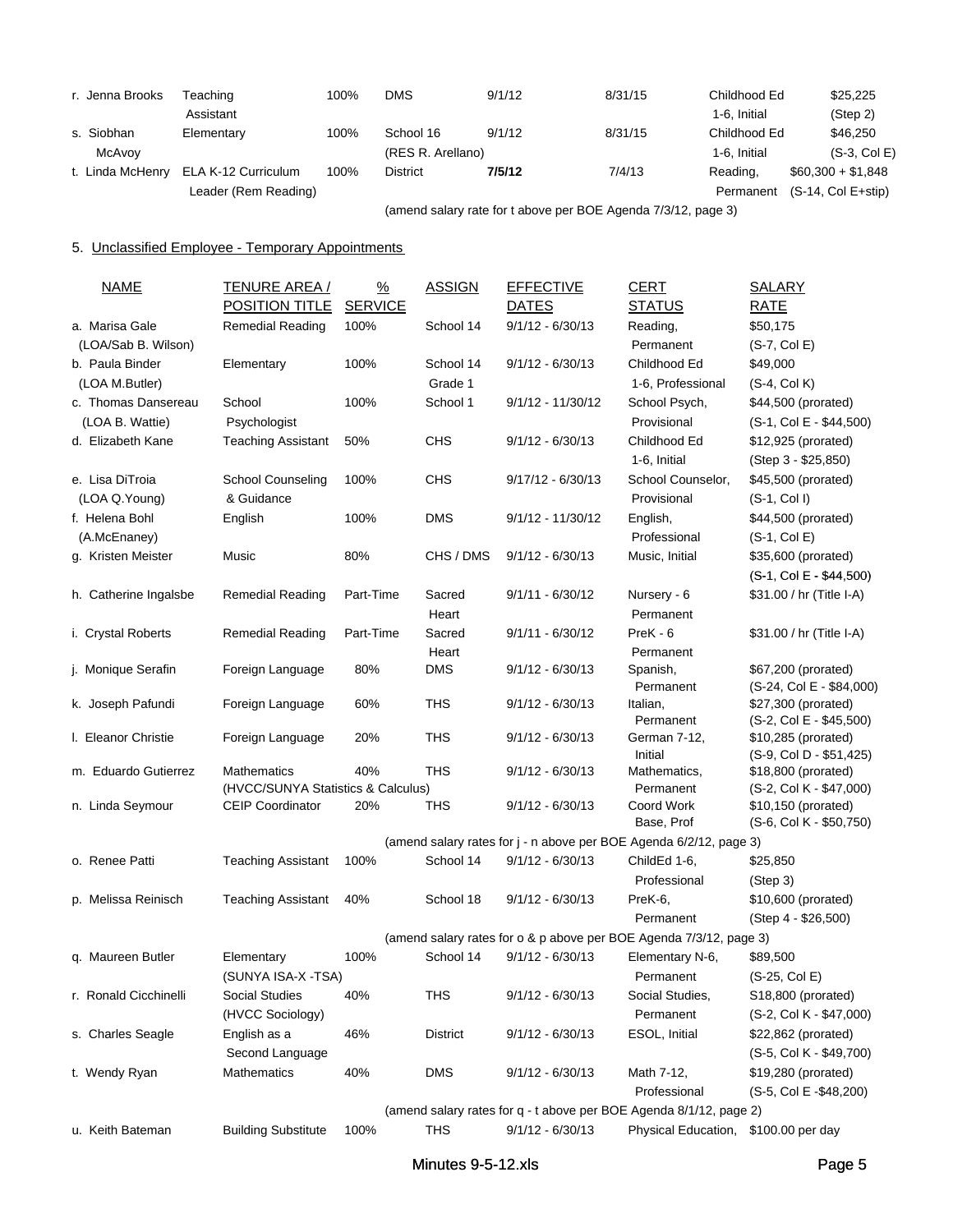| | | | | | | | |
|---|---|---|---|---|---|---|---|
| r. Jenna Brooks | Teaching Assistant | 100% | DMS | 9/1/12 | 8/31/15 | Childhood Ed 1-6, Initial | $25,225 (Step 2) |
| s. Siobhan McAvoy | Elementary | 100% | School 16 (RES R. Arellano) | 9/1/12 | 8/31/15 | Childhood Ed 1-6, Initial | $46,250 (S-3, Col E) |
| t. Linda McHenry | ELA K-12 Curriculum Leader (Rem Reading) | 100% | District | **7/5/12** | 7/4/13 | Reading, Permanent | $60,300 + $1,848 (S-14, Col E+stip) |

(amend salary rate for t above per BOE Agenda 7/3/12, page 3)

5. Unclassified Employee - Temporary Appointments

| NAME | TENURE AREA / POSITION TITLE | % SERVICE | ASSIGN | EFFECTIVE DATES | CERT STATUS | SALARY RATE |
|---|---|---|---|---|---|---|
| a. Marisa Gale (LOA/Sab B. Wilson) | Remedial Reading | 100% | School 14 | 9/1/12 - 6/30/13 | Reading, Permanent | $50,175 (S-7, Col E) |
| b. Paula Binder (LOA M.Butler) | Elementary | 100% | School 14 Grade 1 | 9/1/12 - 6/30/13 | Childhood Ed 1-6, Professional | $49,000 (S-4, Col K) |
| c. Thomas Dansereau (LOA B. Wattie) | School Psychologist | 100% | School 1 | 9/1/12 - 11/30/12 | School Psych, Provisional | $44,500 (prorated) (S-1, Col E - $44,500) |
| d. Elizabeth Kane | Teaching Assistant | 50% | CHS | 9/1/12 - 6/30/13 | Childhood Ed 1-6, Initial | $12,925 (prorated) (Step 3 - $25,850) |
| e. Lisa DiTroia (LOA Q.Young) | School Counseling & Guidance | 100% | CHS | 9/17/12 - 6/30/13 | School Counselor, Provisional | $45,500 (prorated) (S-1, Col I) |
| f. Helena Bohl (A.McEnaney) | English | 100% | DMS | 9/1/12 - 11/30/12 | English, Professional | $44,500 (prorated) (S-1, Col E) |
| g. Kristen Meister | Music | 80% | CHS / DMS | 9/1/12 - 6/30/13 | Music, Initial | $35,600 (prorated) (S-1, Col E - $44,500) |
| h. Catherine Ingalsbe | Remedial Reading | Part-Time | Sacred Heart | 9/1/11 - 6/30/12 | Nursery - 6 Permanent | $31.00 / hr (Title I-A) |
| i. Crystal Roberts | Remedial Reading | Part-Time | Sacred Heart | 9/1/11 - 6/30/12 | PreK - 6 Permanent | $31.00 / hr (Title I-A) |
| j. Monique Serafin | Foreign Language | 80% | DMS | 9/1/12 - 6/30/13 | Spanish, Permanent | $67,200 (prorated) (S-24, Col E - $84,000) |
| k. Joseph Pafundi | Foreign Language | 60% | THS | 9/1/12 - 6/30/13 | Italian, Permanent | $27,300 (prorated) (S-2, Col E - $45,500) |
| l. Eleanor Christie | Foreign Language | 20% | THS | 9/1/12 - 6/30/13 | German 7-12, Initial | $10,285 (prorated) (S-9, Col D - $51,425) |
| m. Eduardo Gutierrez | Mathematics (HVCC/SUNYA Statistics & Calculus) | 40% | THS | 9/1/12 - 6/30/13 | Mathematics, Permanent | $18,800 (prorated) (S-2, Col K - $47,000) |
| n. Linda Seymour | CEIP Coordinator | 20% | THS | 9/1/12 - 6/30/13 | Coord Work Base, Prof | $10,150 (prorated) (S-6, Col K - $50,750) |
| | | | (amend salary rates for j - n above per BOE Agenda 6/2/12, page 3) | | | |
| o. Renee Patti | Teaching Assistant | 100% | School 14 | 9/1/12 - 6/30/13 | ChildEd 1-6, Professional | $25,850 (Step 3) |
| p. Melissa Reinisch | Teaching Assistant | 40% | School 18 | 9/1/12 - 6/30/13 | PreK-6, Permanent | $10,600 (prorated) (Step 4 - $26,500) |
| | | | (amend salary rates for o & p above per BOE Agenda 7/3/12, page 3) | | | |
| q. Maureen Butler | Elementary (SUNYA ISA-X -TSA) | 100% | School 14 | 9/1/12 - 6/30/13 | Elementary N-6, Permanent | $89,500 (S-25, Col E) |
| r. Ronald Cicchinelli | Social Studies (HVCC Sociology) | 40% | THS | 9/1/12 - 6/30/13 | Social Studies, Permanent | S18,800 (prorated) (S-2, Col K - $47,000) |
| s. Charles Seagle | English as a Second Language | 46% | District | 9/1/12 - 6/30/13 | ESOL, Initial | $22,862 (prorated) (S-5, Col K - $49,700) |
| t. Wendy Ryan | Mathematics | 40% | DMS | 9/1/12 - 6/30/13 | Math 7-12, Professional | $19,280 (prorated) (S-5, Col E -$48,200) |
| | | | (amend salary rates for q - t above per BOE Agenda 8/1/12, page 2) | | | |
| u. Keith Bateman | Building Substitute | 100% | THS | 9/1/12 - 6/30/13 | Physical Education, | $100.00 per day |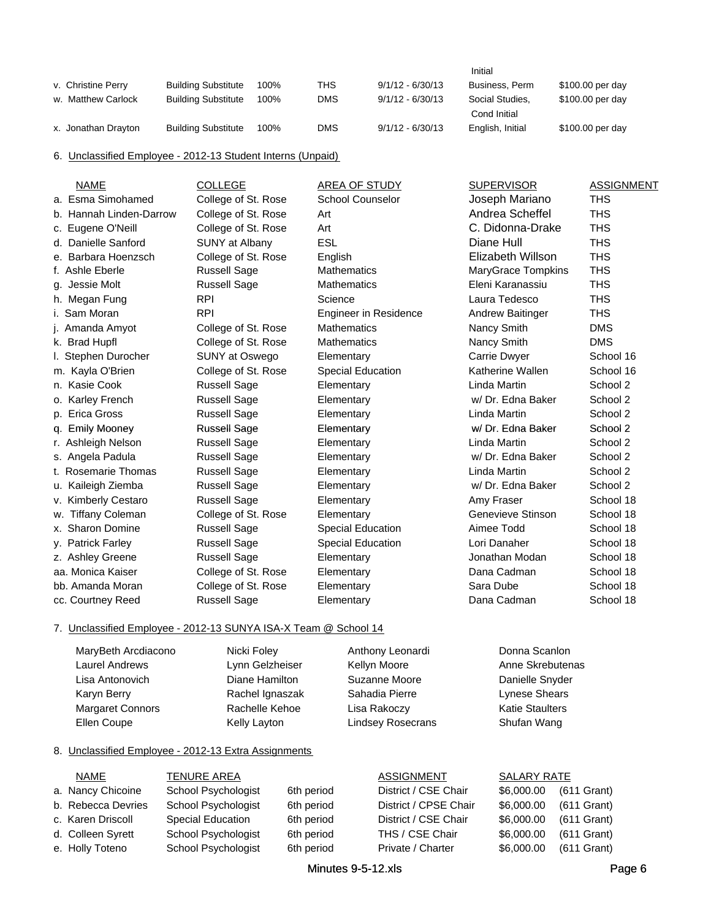| | | | | | | |
|---|---|---|---|---|---|---|
| | | | | | Initial | |
| v. Christine Perry | Building Substitute | 100% | THS | 9/1/12 - 6/30/13 | Business, Perm | $100.00 per day |
| w. Matthew Carlock | Building Substitute | 100% | DMS | 9/1/12 - 6/30/13 | Social Studies, Cond Initial | $100.00 per day |
| x. Jonathan Drayton | Building Substitute | 100% | DMS | 9/1/12 - 6/30/13 | English, Initial | $100.00 per day |

6. Unclassified Employee - 2012-13 Student Interns (Unpaid)

| NAME | COLLEGE | AREA OF STUDY | SUPERVISOR | ASSIGNMENT |
|---|---|---|---|---|
| a. Esma Simohamed | College of St. Rose | School Counselor | Joseph Mariano | THS |
| b. Hannah Linden-Darrow | College of St. Rose | Art | Andrea Scheffel | THS |
| c. Eugene O'Neill | College of St. Rose | Art | C. Didonna-Drake | THS |
| d. Danielle Sanford | SUNY at Albany | ESL | Diane Hull | THS |
| e. Barbara Hoenzsch | College of St. Rose | English | Elizabeth Willson | THS |
| f. Ashle Eberle | Russell Sage | Mathematics | MaryGrace Tompkins | THS |
| g. Jessie Molt | Russell Sage | Mathematics | Eleni Karanassiu | THS |
| h. Megan Fung | RPI | Science | Laura Tedesco | THS |
| i. Sam Moran | RPI | Engineer in Residence | Andrew Baitinger | THS |
| j. Amanda Amyot | College of St. Rose | Mathematics | Nancy Smith | DMS |
| k. Brad Hupfl | College of St. Rose | Mathematics | Nancy Smith | DMS |
| l. Stephen Durocher | SUNY at Oswego | Elementary | Carrie Dwyer | School 16 |
| m. Kayla O'Brien | College of St. Rose | Special Education | Katherine Wallen | School 16 |
| n. Kasie Cook | Russell Sage | Elementary | Linda Martin | School 2 |
| o. Karley French | Russell Sage | Elementary | w/ Dr. Edna Baker | School 2 |
| p. Erica Gross | Russell Sage | Elementary | Linda Martin | School 2 |
| q. Emily Mooney | Russell Sage | Elementary | w/ Dr. Edna Baker | School 2 |
| r. Ashleigh Nelson | Russell Sage | Elementary | Linda Martin | School 2 |
| s. Angela Padula | Russell Sage | Elementary | w/ Dr. Edna Baker | School 2 |
| t. Rosemarie Thomas | Russell Sage | Elementary | Linda Martin | School 2 |
| u. Kaileigh Ziemba | Russell Sage | Elementary | w/ Dr. Edna Baker | School 2 |
| v. Kimberly Cestaro | Russell Sage | Elementary | Amy Fraser | School 18 |
| w. Tiffany Coleman | College of St. Rose | Elementary | Genevieve Stinson | School 18 |
| x. Sharon Domine | Russell Sage | Special Education | Aimee Todd | School 18 |
| y. Patrick Farley | Russell Sage | Special Education | Lori Danaher | School 18 |
| z. Ashley Greene | Russell Sage | Elementary | Jonathan Modan | School 18 |
| aa. Monica Kaiser | College of St. Rose | Elementary | Dana Cadman | School 18 |
| bb. Amanda Moran | College of St. Rose | Elementary | Sara Dube | School 18 |
| cc. Courtney Reed | Russell Sage | Elementary | Dana Cadman | School 18 |

7. Unclassified Employee - 2012-13 SUNYA ISA-X Team @ School 14

| | | | |
|---|---|---|---|
| MaryBeth Arcdiacono | Nicki Foley | Anthony Leonardi | Donna Scanlon |
| Laurel Andrews | Lynn Gelzheiser | Kellyn Moore | Anne Skrebutenas |
| Lisa Antonovich | Diane Hamilton | Suzanne Moore | Danielle Snyder |
| Karyn Berry | Rachel Ignaszak | Sahadia Pierre | Lynese Shears |
| Margaret Connors | Rachelle Kehoe | Lisa Rakoczy | Katie Staulters |
| Ellen Coupe | Kelly Layton | Lindsey Rosecrans | Shufan Wang |

8. Unclassified Employee - 2012-13 Extra Assignments

| NAME | TENURE AREA | | ASSIGNMENT | SALARY RATE | |
|---|---|---|---|---|---|
| a. Nancy Chicoine | School Psychologist | 6th period | District / CSE Chair | $6,000.00 | (611 Grant) |
| b. Rebecca Devries | School Psychologist | 6th period | District / CPSE Chair | $6,000.00 | (611 Grant) |
| c. Karen Driscoll | Special Education | 6th period | District / CSE Chair | $6,000.00 | (611 Grant) |
| d. Colleen Syrett | School Psychologist | 6th period | THS / CSE Chair | $6,000.00 | (611 Grant) |
| e. Holly Toteno | School Psychologist | 6th period | Private / Charter | $6,000.00 | (611 Grant) |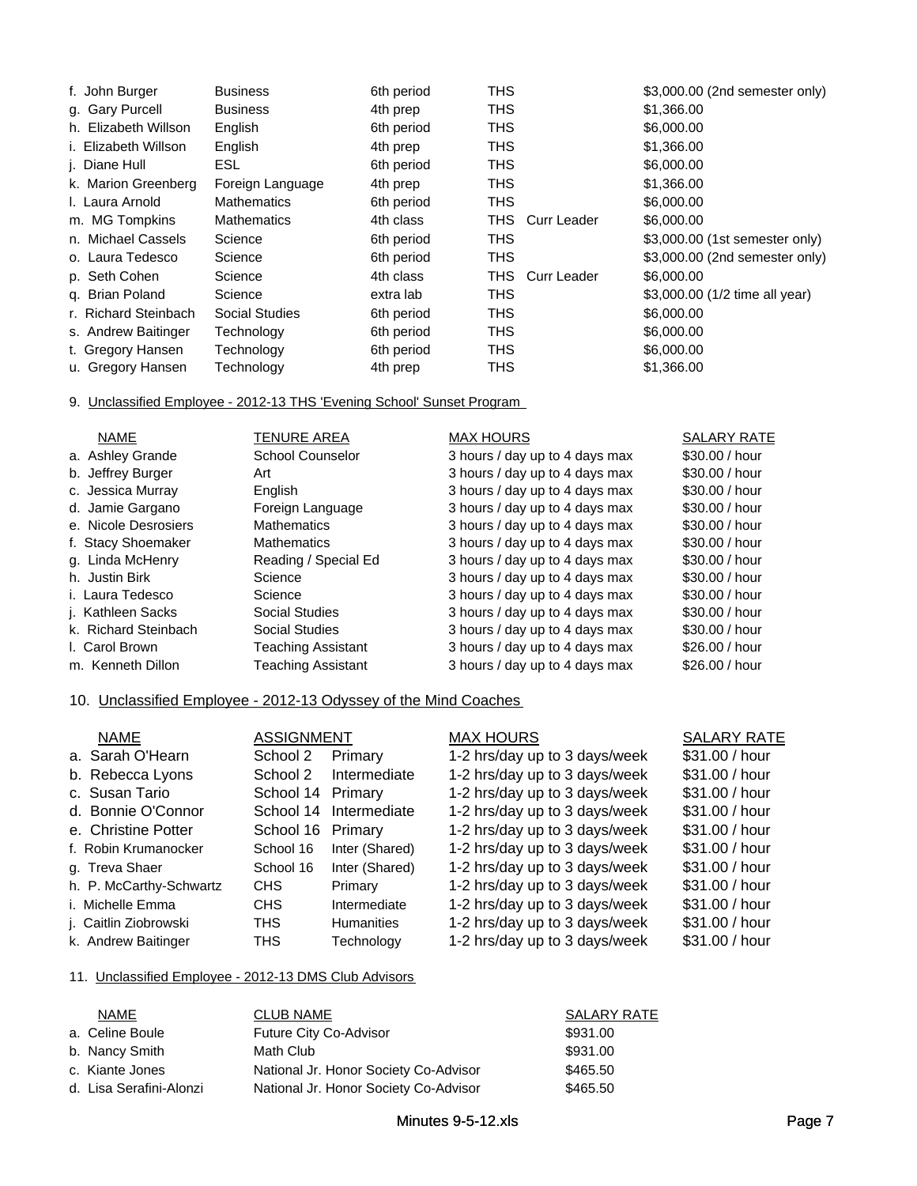| | | | | | |
|---|---|---|---|---|---|
| f. John Burger | Business | 6th period | THS | | $3,000.00 (2nd semester only) |
| g. Gary Purcell | Business | 4th prep | THS | | $1,366.00 |
| h. Elizabeth Willson | English | 6th period | THS | | $6,000.00 |
| i. Elizabeth Willson | English | 4th prep | THS | | $1,366.00 |
| j. Diane Hull | ESL | 6th period | THS | | $6,000.00 |
| k. Marion Greenberg | Foreign Language | 4th prep | THS | | $1,366.00 |
| l. Laura Arnold | Mathematics | 6th period | THS | | $6,000.00 |
| m. MG Tompkins | Mathematics | 4th class | THS | Curr Leader | $6,000.00 |
| n. Michael Cassels | Science | 6th period | THS | | $3,000.00 (1st semester only) |
| o. Laura Tedesco | Science | 6th period | THS | | $3,000.00 (2nd semester only) |
| p. Seth Cohen | Science | 4th class | THS | Curr Leader | $6,000.00 |
| q. Brian Poland | Science | extra lab | THS | | $3,000.00 (1/2 time all year) |
| r. Richard Steinbach | Social Studies | 6th period | THS | | $6,000.00 |
| s. Andrew Baitinger | Technology | 6th period | THS | | $6,000.00 |
| t. Gregory Hansen | Technology | 6th period | THS | | $6,000.00 |
| u. Gregory Hansen | Technology | 4th prep | THS | | $1,366.00 |

9. Unclassified Employee - 2012-13 THS 'Evening School' Sunset Program

| NAME | TENURE AREA | MAX HOURS | SALARY RATE |
|---|---|---|---|
| a. Ashley Grande | School Counselor | 3 hours / day up to 4 days max | $30.00 / hour |
| b. Jeffrey Burger | Art | 3 hours / day up to 4 days max | $30.00 / hour |
| c. Jessica Murray | English | 3 hours / day up to 4 days max | $30.00 / hour |
| d. Jamie Gargano | Foreign Language | 3 hours / day up to 4 days max | $30.00 / hour |
| e. Nicole Desrosiers | Mathematics | 3 hours / day up to 4 days max | $30.00 / hour |
| f. Stacy Shoemaker | Mathematics | 3 hours / day up to 4 days max | $30.00 / hour |
| g. Linda McHenry | Reading / Special Ed | 3 hours / day up to 4 days max | $30.00 / hour |
| h. Justin Birk | Science | 3 hours / day up to 4 days max | $30.00 / hour |
| i. Laura Tedesco | Science | 3 hours / day up to 4 days max | $30.00 / hour |
| j. Kathleen Sacks | Social Studies | 3 hours / day up to 4 days max | $30.00 / hour |
| k. Richard Steinbach | Social Studies | 3 hours / day up to 4 days max | $30.00 / hour |
| l. Carol Brown | Teaching Assistant | 3 hours / day up to 4 days max | $26.00 / hour |
| m. Kenneth Dillon | Teaching Assistant | 3 hours / day up to 4 days max | $26.00 / hour |

10. Unclassified Employee - 2012-13 Odyssey of the Mind Coaches

| NAME | ASSIGNMENT | | MAX HOURS | SALARY RATE |
|---|---|---|---|---|
| a. Sarah O'Hearn | School 2 | Primary | 1-2 hrs/day up to 3 days/week | $31.00 / hour |
| b. Rebecca Lyons | School 2 | Intermediate | 1-2 hrs/day up to 3 days/week | $31.00 / hour |
| c. Susan Tario | School 14 | Primary | 1-2 hrs/day up to 3 days/week | $31.00 / hour |
| d. Bonnie O'Connor | School 14 | Intermediate | 1-2 hrs/day up to 3 days/week | $31.00 / hour |
| e. Christine Potter | School 16 | Primary | 1-2 hrs/day up to 3 days/week | $31.00 / hour |
| f. Robin Krumanocker | School 16 | Inter (Shared) | 1-2 hrs/day up to 3 days/week | $31.00 / hour |
| g. Treva Shaer | School 16 | Inter (Shared) | 1-2 hrs/day up to 3 days/week | $31.00 / hour |
| h. P. McCarthy-Schwartz | CHS | Primary | 1-2 hrs/day up to 3 days/week | $31.00 / hour |
| i. Michelle Emma | CHS | Intermediate | 1-2 hrs/day up to 3 days/week | $31.00 / hour |
| j. Caitlin Ziobrowski | THS | Humanities | 1-2 hrs/day up to 3 days/week | $31.00 / hour |
| k. Andrew Baitinger | THS | Technology | 1-2 hrs/day up to 3 days/week | $31.00 / hour |

11. Unclassified Employee - 2012-13 DMS Club Advisors

| NAME | CLUB NAME | SALARY RATE |
|---|---|---|
| a. Celine Boule | Future City Co-Advisor | $931.00 |
| b. Nancy Smith | Math Club | $931.00 |
| c. Kiante Jones | National Jr. Honor Society Co-Advisor | $465.50 |
| d. Lisa Serafini-Alonzi | National Jr. Honor Society Co-Advisor | $465.50 |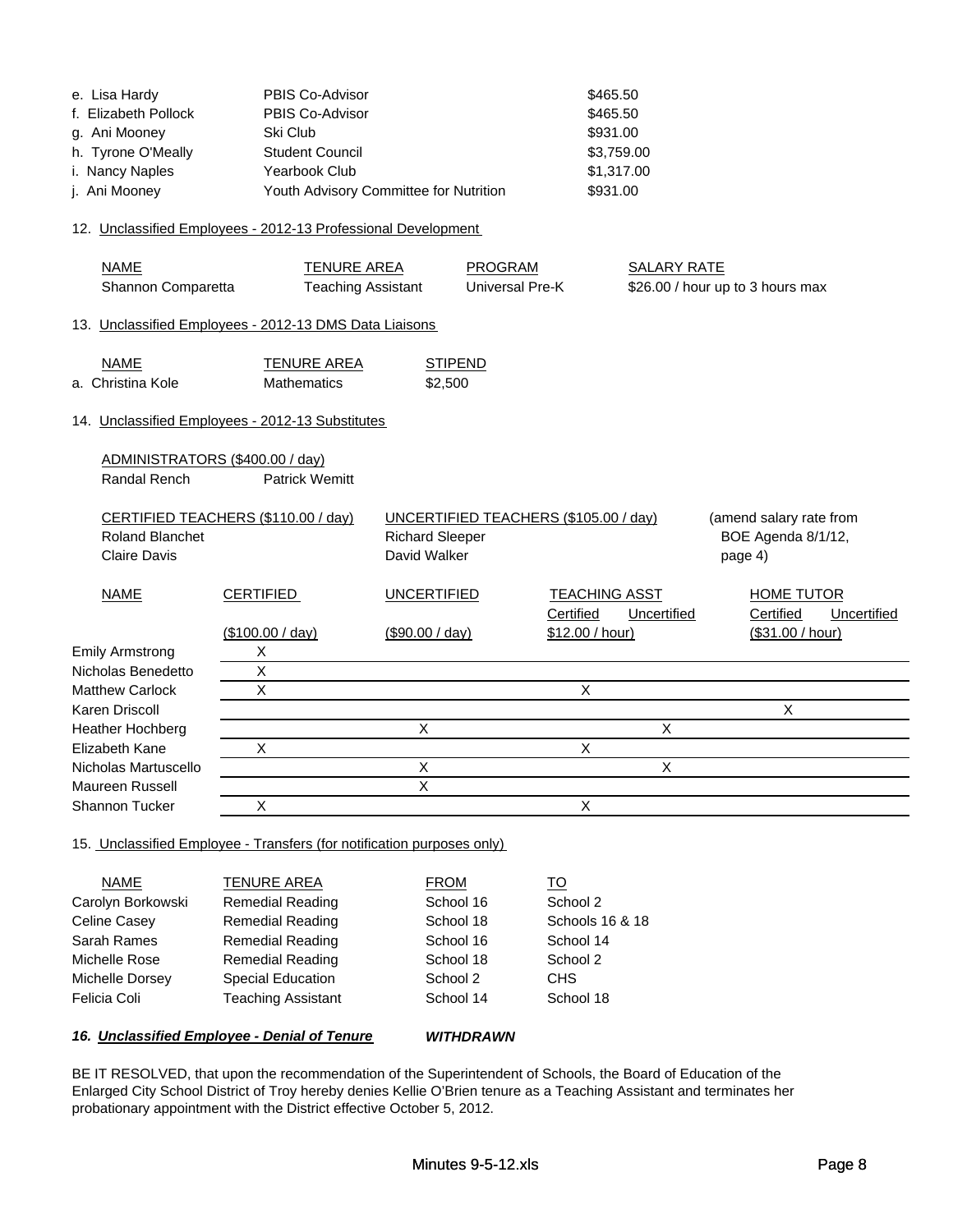| | | |
|---|---|---|
| e. Lisa Hardy | PBIS Co-Advisor | $465.50 |
| f. Elizabeth Pollock | PBIS Co-Advisor | $465.50 |
| g. Ani Mooney | Ski Club | $931.00 |
| h. Tyrone O'Meally | Student Council | $3,759.00 |
| i. Nancy Naples | Yearbook Club | $1,317.00 |
| j. Ani Mooney | Youth Advisory Committee for Nutrition | $931.00 |

12. Unclassified Employees - 2012-13 Professional Development

| NAME | TENURE AREA | PROGRAM | SALARY RATE |
|---|---|---|---|
| Shannon Comparetta | Teaching Assistant | Universal Pre-K | $26.00 / hour up to 3 hours max |

13. Unclassified Employees - 2012-13 DMS Data Liaisons

| NAME | TENURE AREA | STIPEND |
|---|---|---|
| a. Christina Kole | Mathematics | $2,500 |

14. Unclassified Employees - 2012-13 Substitutes

ADMINISTRATORS ($400.00 / day)

Randal Rench    Patrick Wemitt

| CERTIFIED TEACHERS ($110.00 / day) | UNCERTIFIED TEACHERS ($105.00 / day) | (amend salary rate from BOE Agenda 8/1/12, page 4) |
|---|---|---|
| Roland Blanchet | Richard Sleeper | |
| Claire Davis | David Walker | |

| NAME | CERTIFIED ($100.00 / day) | UNCERTIFIED ($90.00 / day) | TEACHING ASST Certified ($12.00 / hour) | TEACHING ASST Uncertified ($12.00 / hour) | HOME TUTOR Certified ($31.00 / hour) | HOME TUTOR Uncertified ($31.00 / hour) |
|---|---|---|---|---|---|---|
| Emily Armstrong | X | | | | | |
| Nicholas Benedetto | X | | | | | |
| Matthew Carlock | X | | X | | | |
| Karen Driscoll | | | | | X | |
| Heather Hochberg | | X | | X | | |
| Elizabeth Kane | X | | X | | | |
| Nicholas Martuscello | | X | | X | | |
| Maureen Russell | | X | | | | |
| Shannon Tucker | X | | X | | | |

15. Unclassified Employee - Transfers (for notification purposes only)

| NAME | TENURE AREA | FROM | TO |
|---|---|---|---|
| Carolyn Borkowski | Remedial Reading | School 16 | School 2 |
| Celine Casey | Remedial Reading | School 18 | Schools 16 & 18 |
| Sarah Rames | Remedial Reading | School 16 | School 14 |
| Michelle Rose | Remedial Reading | School 18 | School 2 |
| Michelle Dorsey | Special Education | School 2 | CHS |
| Felicia Coli | Teaching Assistant | School 14 | School 18 |

***16. Unclassified Employee - Denial of Tenure***    ***WITHDRAWN***

BE IT RESOLVED, that upon the recommendation of the Superintendent of Schools, the Board of Education of the Enlarged City School District of Troy hereby denies Kellie O'Brien tenure as a Teaching Assistant and terminates her probationary appointment with the District effective October 5, 2012.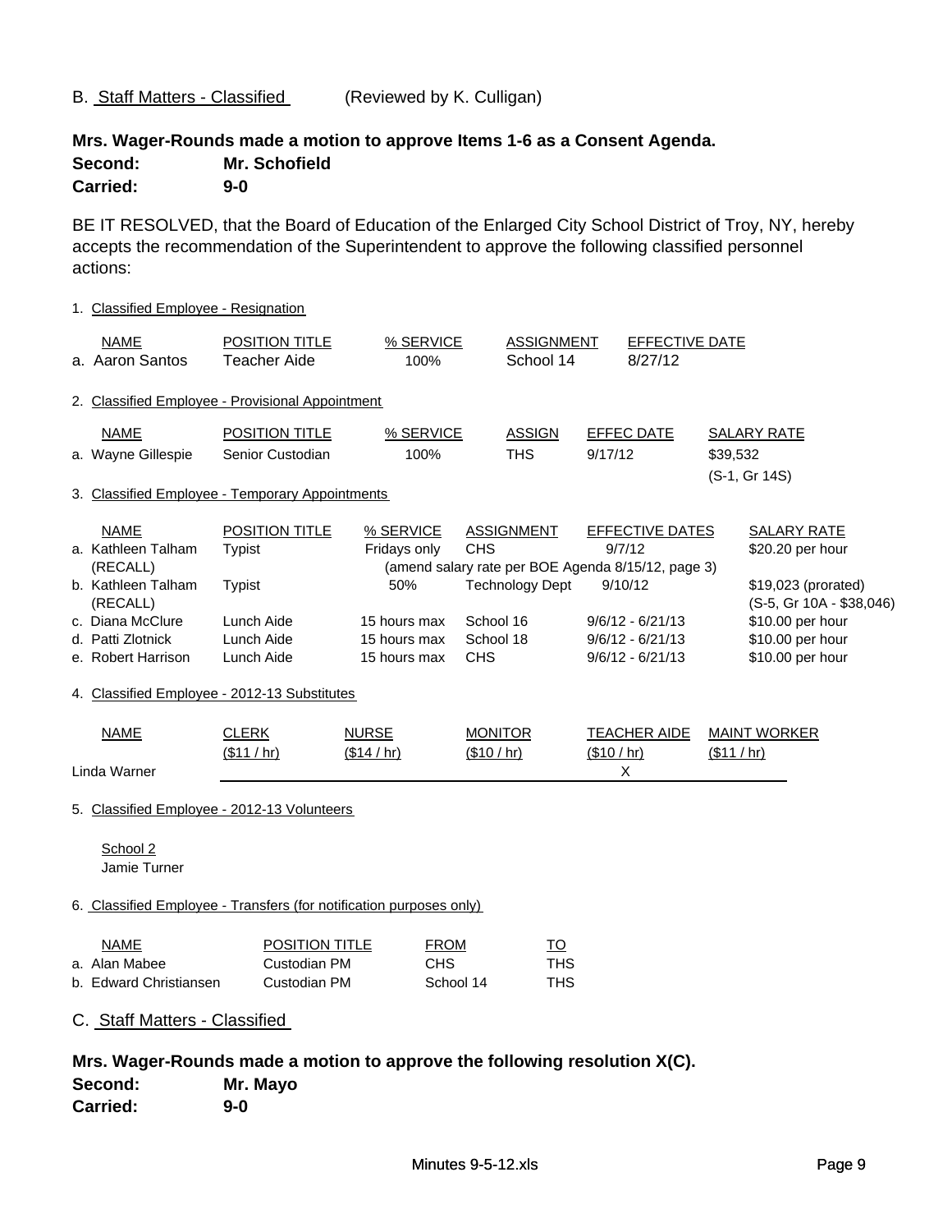B. Staff Matters - Classified (Reviewed by K. Culligan)

**Mrs. Wager-Rounds made a motion to approve Items 1-6 as a Consent Agenda.**
**Second: Mr. Schofield**
**Carried: 9-0**

BE IT RESOLVED, that the Board of Education of the Enlarged City School District of Troy, NY, hereby accepts the recommendation of the Superintendent to approve the following classified personnel actions:

1. Classified Employee - Resignation

| | NAME | POSITION TITLE | % SERVICE | ASSIGNMENT | EFFECTIVE DATE |
|---|---|---|---|---|---|
| a. | Aaron Santos | Teacher Aide | 100% | School 14 | 8/27/12 |

2. Classified Employee - Provisional Appointment

| | NAME | POSITION TITLE | % SERVICE | ASSIGN | EFFEC DATE | SALARY RATE |
|---|---|---|---|---|---|---|
| a. | Wayne Gillespie | Senior Custodian | 100% | THS | 9/17/12 | $39,532 (S-1, Gr 14S) |

3. Classified Employee - Temporary Appointments

| | NAME | POSITION TITLE | % SERVICE | ASSIGNMENT | EFFECTIVE DATES | SALARY RATE |
|---|---|---|---|---|---|---|
| a. | Kathleen Talham (RECALL) | Typist | Fridays only | CHS | 9/7/12 | $20.20 per hour |
| | | | (amend salary rate per BOE Agenda 8/15/12, page 3) | | | |
| b. | Kathleen Talham (RECALL) | Typist | 50% | Technology Dept | 9/10/12 | $19,023 (prorated) (S-5, Gr 10A - $38,046) |
| c. | Diana McClure | Lunch Aide | 15 hours max | School 16 | 9/6/12 - 6/21/13 | $10.00 per hour |
| d. | Patti Zlotnick | Lunch Aide | 15 hours max | School 18 | 9/6/12 - 6/21/13 | $10.00 per hour |
| e. | Robert Harrison | Lunch Aide | 15 hours max | CHS | 9/6/12 - 6/21/13 | $10.00 per hour |

4. Classified Employee - 2012-13 Substitutes

| NAME | CLERK ($11 / hr) | NURSE ($14 / hr) | MONITOR ($10 / hr) | TEACHER AIDE ($10 / hr) | MAINT WORKER ($11 / hr) |
|---|---|---|---|---|---|
| Linda Warner | | | | X | |

5. Classified Employee - 2012-13 Volunteers

School 2
Jamie Turner

6. Classified Employee - Transfers (for notification purposes only)

| | NAME | POSITION TITLE | FROM | TO |
|---|---|---|---|---|
| a. | Alan Mabee | Custodian PM | CHS | THS |
| b. | Edward Christiansen | Custodian PM | School 14 | THS |

C. Staff Matters - Classified

**Mrs. Wager-Rounds made a motion to approve the following resolution X(C).**
**Second: Mr. Mayo**
**Carried: 9-0**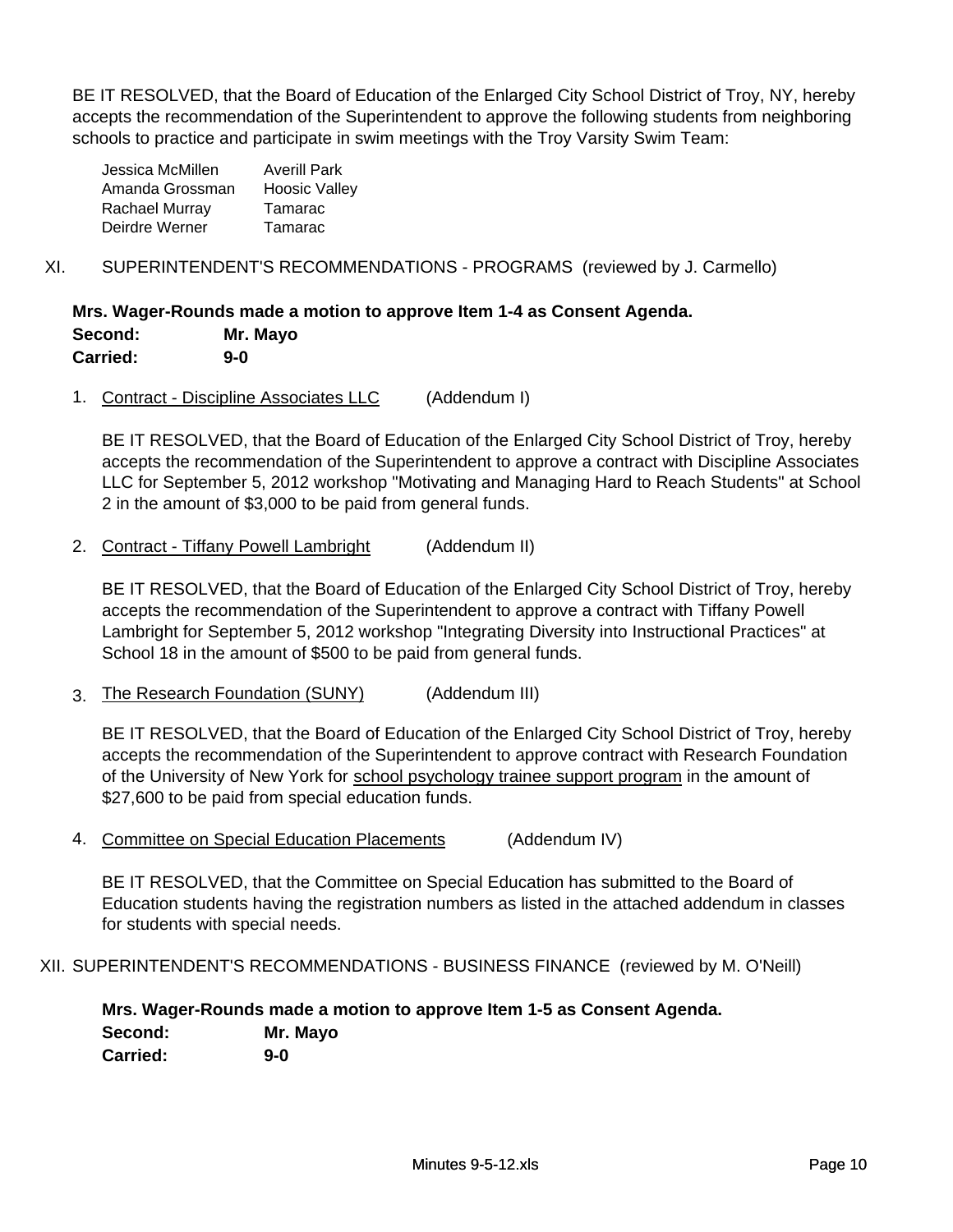BE IT RESOLVED, that the Board of Education of the Enlarged City School District of Troy, NY, hereby accepts the recommendation of the Superintendent to approve the following students from neighboring schools to practice and participate in swim meetings with the Troy Varsity Swim Team:

| | |
|---|---|
| Jessica McMillen | Averill Park |
| Amanda Grossman | Hoosic Valley |
| Rachael Murray | Tamarac |
| Deirdre Werner | Tamarac |

## XI. SUPERINTENDENT'S RECOMMENDATIONS - PROGRAMS (reviewed by J. Carmello)

**Mrs. Wager-Rounds made a motion to approve Item 1-4 as Consent Agenda.**
**Second: Mr. Mayo**
**Carried: 9-0**

1. Contract - Discipline Associates LLC (Addendum I)

   BE IT RESOLVED, that the Board of Education of the Enlarged City School District of Troy, hereby accepts the recommendation of the Superintendent to approve a contract with Discipline Associates LLC for September 5, 2012 workshop "Motivating and Managing Hard to Reach Students" at School 2 in the amount of $3,000 to be paid from general funds.

2. Contract - Tiffany Powell Lambright (Addendum II)

   BE IT RESOLVED, that the Board of Education of the Enlarged City School District of Troy, hereby accepts the recommendation of the Superintendent to approve a contract with Tiffany Powell Lambright for September 5, 2012 workshop "Integrating Diversity into Instructional Practices" at School 18 in the amount of $500 to be paid from general funds.

3. The Research Foundation (SUNY) (Addendum III)

   BE IT RESOLVED, that the Board of Education of the Enlarged City School District of Troy, hereby accepts the recommendation of the Superintendent to approve contract with Research Foundation of the University of New York for school psychology trainee support program in the amount of $27,600 to be paid from special education funds.

4. Committee on Special Education Placements (Addendum IV)

   BE IT RESOLVED, that the Committee on Special Education has submitted to the Board of Education students having the registration numbers as listed in the attached addendum in classes for students with special needs.

## XII. SUPERINTENDENT'S RECOMMENDATIONS - BUSINESS FINANCE (reviewed by M. O'Neill)

**Mrs. Wager-Rounds made a motion to approve Item 1-5 as Consent Agenda.**
**Second: Mr. Mayo**
**Carried: 9-0**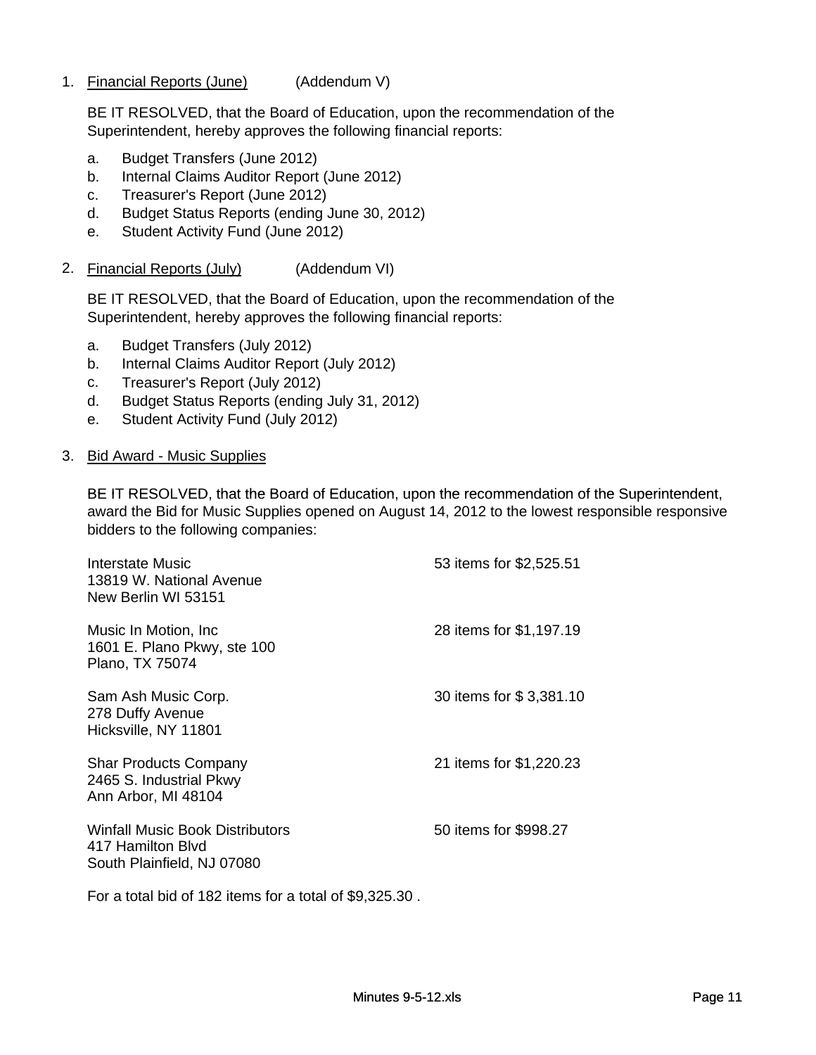1. Financial Reports (June) (Addendum V)

   BE IT RESOLVED, that the Board of Education, upon the recommendation of the Superintendent, hereby approves the following financial reports:

   a. Budget Transfers (June 2012)
   b. Internal Claims Auditor Report (June 2012)
   c. Treasurer's Report (June 2012)
   d. Budget Status Reports (ending June 30, 2012)
   e. Student Activity Fund (June 2012)

2. Financial Reports (July) (Addendum VI)

   BE IT RESOLVED, that the Board of Education, upon the recommendation of the Superintendent, hereby approves the following financial reports:

   a. Budget Transfers (July 2012)
   b. Internal Claims Auditor Report (July 2012)
   c. Treasurer's Report (July 2012)
   d. Budget Status Reports (ending July 31, 2012)
   e. Student Activity Fund (July 2012)

3. Bid Award - Music Supplies

   BE IT RESOLVED, that the Board of Education, upon the recommendation of the Superintendent, award the Bid for Music Supplies opened on August 14, 2012 to the lowest responsible responsive bidders to the following companies:

| Company | Award |
|---|---|
| Interstate Music<br>13819 W. National Avenue<br>New Berlin WI 53151 | 53 items for $2,525.51 |
| Music In Motion, Inc<br>1601 E. Plano Pkwy, ste 100<br>Plano, TX 75074 | 28 items for $1,197.19 |
| Sam Ash Music Corp.<br>278 Duffy Avenue<br>Hicksville, NY 11801 | 30 items for $ 3,381.10 |
| Shar Products Company<br>2465 S. Industrial Pkwy<br>Ann Arbor, MI 48104 | 21 items for $1,220.23 |
| Winfall Music Book Distributors<br>417 Hamilton Blvd<br>South Plainfield, NJ 07080 | 50 items for $998.27 |

   For a total bid of 182 items for a total of $9,325.30 .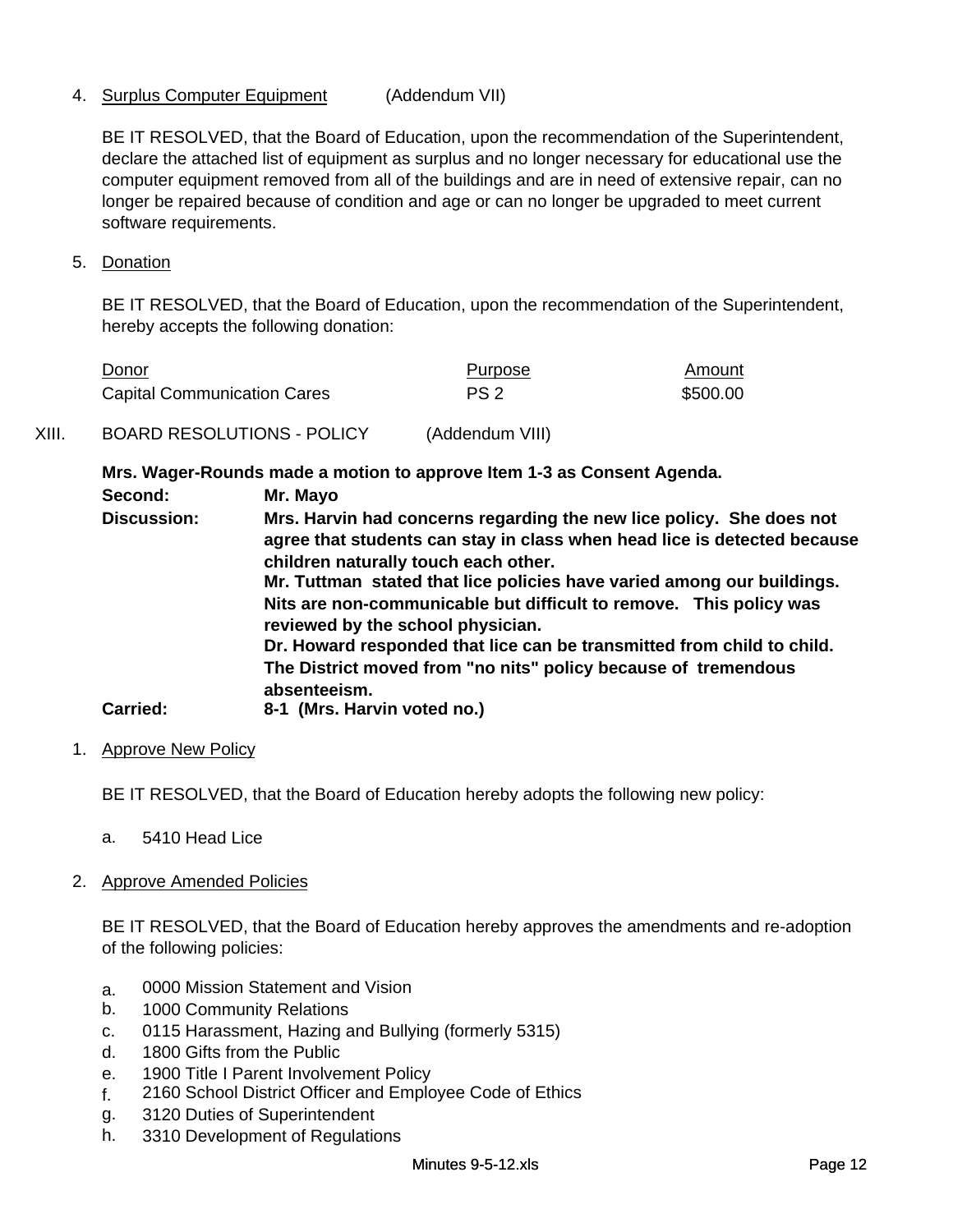4. Surplus Computer Equipment (Addendum VII)

   BE IT RESOLVED, that the Board of Education, upon the recommendation of the Superintendent, declare the attached list of equipment as surplus and no longer necessary for educational use the computer equipment removed from all of the buildings and are in need of extensive repair, can no longer be repaired because of condition and age or can no longer be upgraded to meet current software requirements.

5. Donation

   BE IT RESOLVED, that the Board of Education, upon the recommendation of the Superintendent, hereby accepts the following donation:

| Donor | Purpose | Amount |
|---|---|---|
| Capital Communication Cares | PS 2 | $500.00 |

XIII. BOARD RESOLUTIONS - POLICY (Addendum VIII)

**Mrs. Wager-Rounds made a motion to approve Item 1-3 as Consent Agenda.**

**Second:** **Mr. Mayo**

**Discussion:** **Mrs. Harvin had concerns regarding the new lice policy. She does not agree that students can stay in class when head lice is detected because children naturally touch each other.**
**Mr. Tuttman stated that lice policies have varied among our buildings. Nits are non-communicable but difficult to remove. This policy was reviewed by the school physician.**
**Dr. Howard responded that lice can be transmitted from child to child. The District moved from "no nits" policy because of tremendous absenteeism.**

**Carried:** **8-1 (Mrs. Harvin voted no.)**

1. Approve New Policy

   BE IT RESOLVED, that the Board of Education hereby adopts the following new policy:

   a. 5410 Head Lice

2. Approve Amended Policies

   BE IT RESOLVED, that the Board of Education hereby approves the amendments and re-adoption of the following policies:

   a. 0000 Mission Statement and Vision
   b. 1000 Community Relations
   c. 0115 Harassment, Hazing and Bullying (formerly 5315)
   d. 1800 Gifts from the Public
   e. 1900 Title I Parent Involvement Policy
   f. 2160 School District Officer and Employee Code of Ethics
   g. 3120 Duties of Superintendent
   h. 3310 Development of Regulations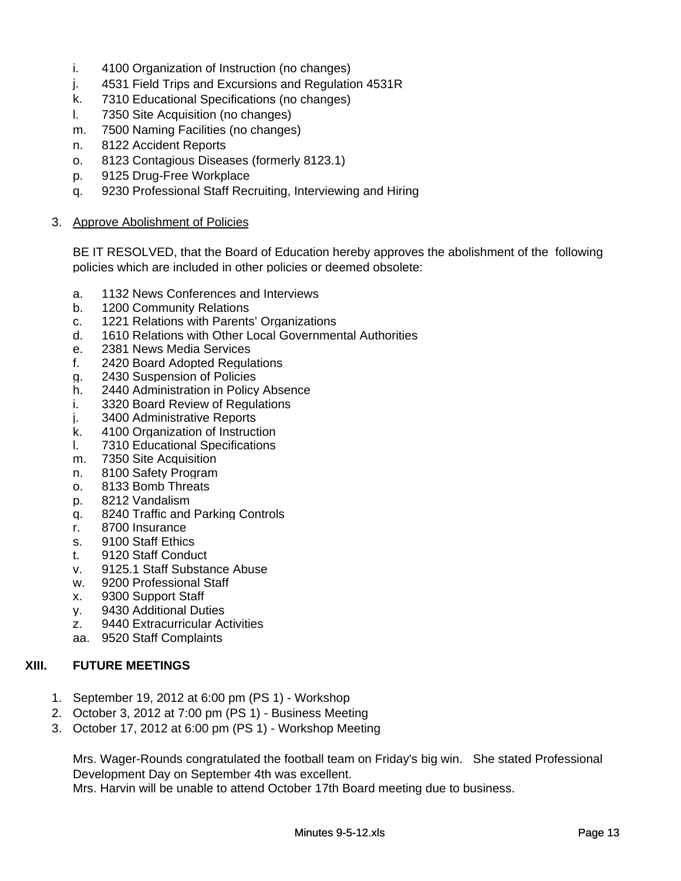i. 4100 Organization of Instruction (no changes)
j. 4531 Field Trips and Excursions and Regulation 4531R
k. 7310 Educational Specifications (no changes)
l. 7350 Site Acquisition (no changes)
m. 7500 Naming Facilities (no changes)
n. 8122 Accident Reports
o. 8123 Contagious Diseases (formerly 8123.1)
p. 9125 Drug-Free Workplace
q. 9230 Professional Staff Recruiting, Interviewing and Hiring

3. Approve Abolishment of Policies

BE IT RESOLVED, that the Board of Education hereby approves the abolishment of the following policies which are included in other policies or deemed obsolete:

a. 1132 News Conferences and Interviews
b. 1200 Community Relations
c. 1221 Relations with Parents' Organizations
d. 1610 Relations with Other Local Governmental Authorities
e. 2381 News Media Services
f. 2420 Board Adopted Regulations
g. 2430 Suspension of Policies
h. 2440 Administration in Policy Absence
i. 3320 Board Review of Regulations
j. 3400 Administrative Reports
k. 4100 Organization of Instruction
l. 7310 Educational Specifications
m. 7350 Site Acquisition
n. 8100 Safety Program
o. 8133 Bomb Threats
p. 8212 Vandalism
q. 8240 Traffic and Parking Controls
r. 8700 Insurance
s. 9100 Staff Ethics
t. 9120 Staff Conduct
v. 9125.1 Staff Substance Abuse
w. 9200 Professional Staff
x. 9300 Support Staff
y. 9430 Additional Duties
z. 9440 Extracurricular Activities
aa. 9520 Staff Complaints

## XIII. FUTURE MEETINGS

1. September 19, 2012 at 6:00 pm (PS 1) - Workshop
2. October 3, 2012 at 7:00 pm (PS 1) - Business Meeting
3. October 17, 2012 at 6:00 pm (PS 1) - Workshop Meeting

Mrs. Wager-Rounds congratulated the football team on Friday's big win. She stated Professional Development Day on September 4th was excellent.
Mrs. Harvin will be unable to attend October 17th Board meeting due to business.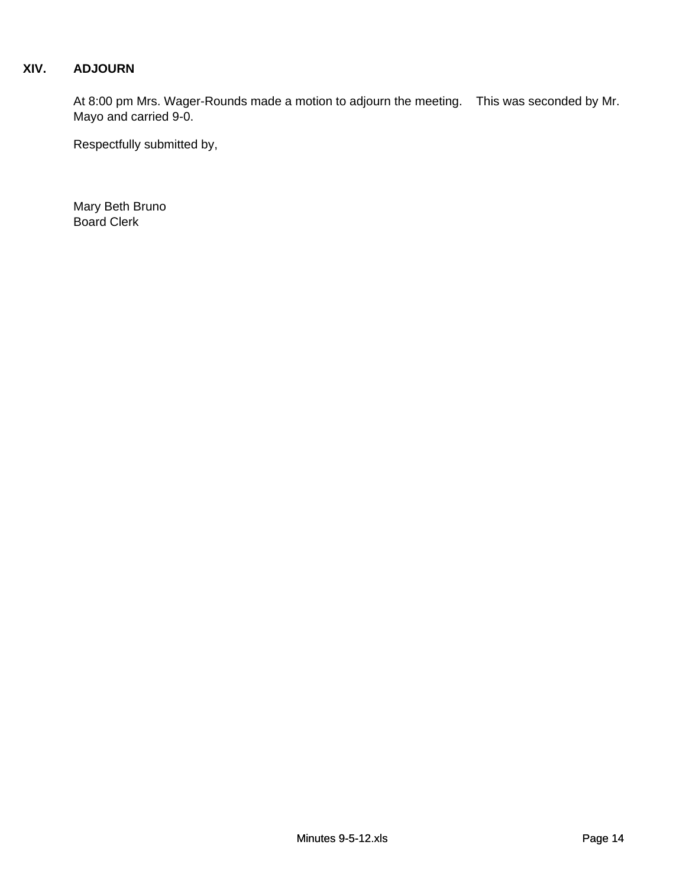## XIV. ADJOURN

At 8:00 pm Mrs. Wager-Rounds made a motion to adjourn the meeting. This was seconded by Mr. Mayo and carried 9-0.

Respectfully submitted by,

Mary Beth Bruno
Board Clerk